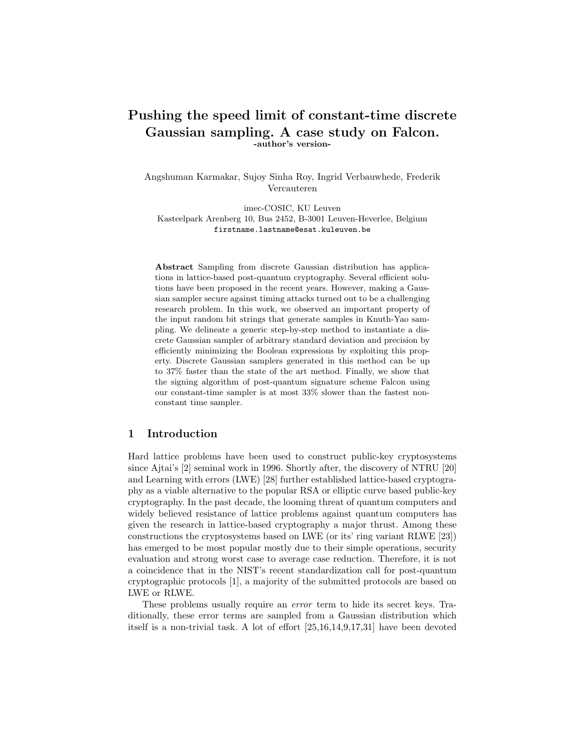# Pushing the speed limit of constant-time discrete Gaussian sampling. A case study on Falcon.

**-author's version-**

Angshuman Karmakar, Sujoy Sinha Roy, Ingrid Verbauwhede, Frederik Vercauteren

imec-COSIC, KU Leuven
Kasteelpark Arenberg 10, Bus 2452, B-3001 Leuven-Heverlee, Belgium
`firstname.lastname@esat.kuleuven.be`

**Abstract** Sampling from discrete Gaussian distribution has applications in lattice-based post-quantum cryptography. Several efficient solutions have been proposed in the recent years. However, making a Gaussian sampler secure against timing attacks turned out to be a challenging research problem. In this work, we observed an important property of the input random bit strings that generate samples in Knuth-Yao sampling. We delineate a generic step-by-step method to instantiate a discrete Gaussian sampler of arbitrary standard deviation and precision by efficiently minimizing the Boolean expressions by exploiting this property. Discrete Gaussian samplers generated in this method can be up to 37% faster than the state of the art method. Finally, we show that the signing algorithm of post-quantum signature scheme Falcon using our constant-time sampler is at most 33% slower than the fastest non-constant time sampler.

## 1 Introduction

Hard lattice problems have been used to construct public-key cryptosystems since Ajtai's [2] seminal work in 1996. Shortly after, the discovery of NTRU [20] and Learning with errors (LWE) [28] further established lattice-based cryptography as a viable alternative to the popular RSA or elliptic curve based public-key cryptography. In the past decade, the looming threat of quantum computers and widely believed resistance of lattice problems against quantum computers has given the research in lattice-based cryptography a major thrust. Among these constructions the cryptosystems based on LWE (or its' ring variant RLWE [23]) has emerged to be most popular mostly due to their simple operations, security evaluation and strong worst case to average case reduction. Therefore, it is not a coincidence that in the NIST's recent standardization call for post-quantum cryptographic protocols [1], a majority of the submitted protocols are based on LWE or RLWE.

These problems usually require an *error* term to hide its secret keys. Traditionally, these error terms are sampled from a Gaussian distribution which itself is a non-trivial task. A lot of effort [25,16,14,9,17,31] have been devoted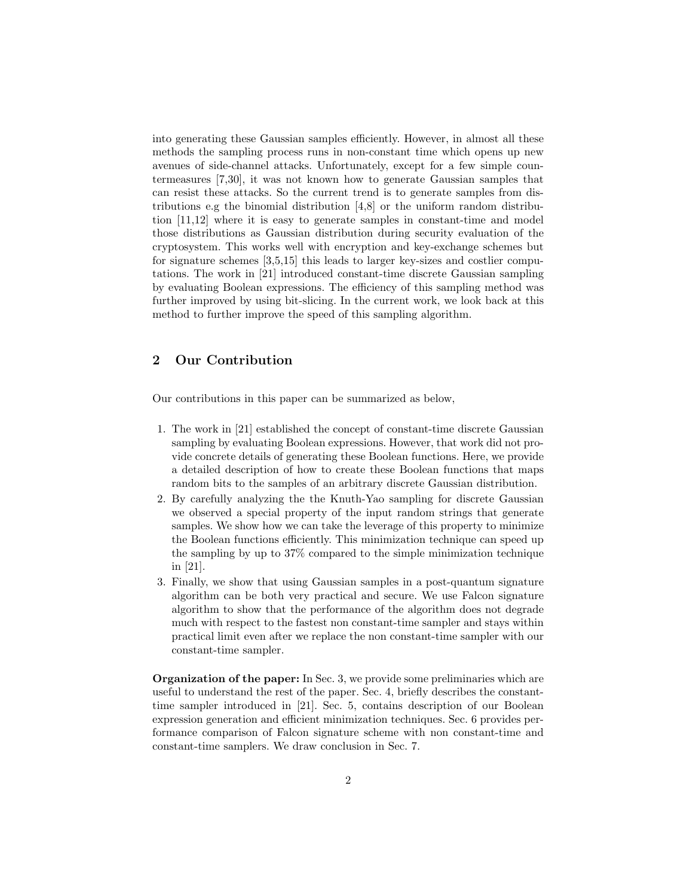into generating these Gaussian samples efficiently. However, in almost all these methods the sampling process runs in non-constant time which opens up new avenues of side-channel attacks. Unfortunately, except for a few simple countermeasures [7,30], it was not known how to generate Gaussian samples that can resist these attacks. So the current trend is to generate samples from distributions e.g the binomial distribution [4,8] or the uniform random distribution [11,12] where it is easy to generate samples in constant-time and model those distributions as Gaussian distribution during security evaluation of the cryptosystem. This works well with encryption and key-exchange schemes but for signature schemes [3,5,15] this leads to larger key-sizes and costlier computations. The work in [21] introduced constant-time discrete Gaussian sampling by evaluating Boolean expressions. The efficiency of this sampling method was further improved by using bit-slicing. In the current work, we look back at this method to further improve the speed of this sampling algorithm.

## 2 Our Contribution

Our contributions in this paper can be summarized as below,

1. The work in [21] established the concept of constant-time discrete Gaussian sampling by evaluating Boolean expressions. However, that work did not provide concrete details of generating these Boolean functions. Here, we provide a detailed description of how to create these Boolean functions that maps random bits to the samples of an arbitrary discrete Gaussian distribution.
2. By carefully analyzing the the Knuth-Yao sampling for discrete Gaussian we observed a special property of the input random strings that generate samples. We show how we can take the leverage of this property to minimize the Boolean functions efficiently. This minimization technique can speed up the sampling by up to 37% compared to the simple minimization technique in [21].
3. Finally, we show that using Gaussian samples in a post-quantum signature algorithm can be both very practical and secure. We use Falcon signature algorithm to show that the performance of the algorithm does not degrade much with respect to the fastest non constant-time sampler and stays within practical limit even after we replace the non constant-time sampler with our constant-time sampler.

**Organization of the paper:** In Sec. 3, we provide some preliminaries which are useful to understand the rest of the paper. Sec. 4, briefly describes the constant-time sampler introduced in [21]. Sec. 5, contains description of our Boolean expression generation and efficient minimization techniques. Sec. 6 provides performance comparison of Falcon signature scheme with non constant-time and constant-time samplers. We draw conclusion in Sec. 7.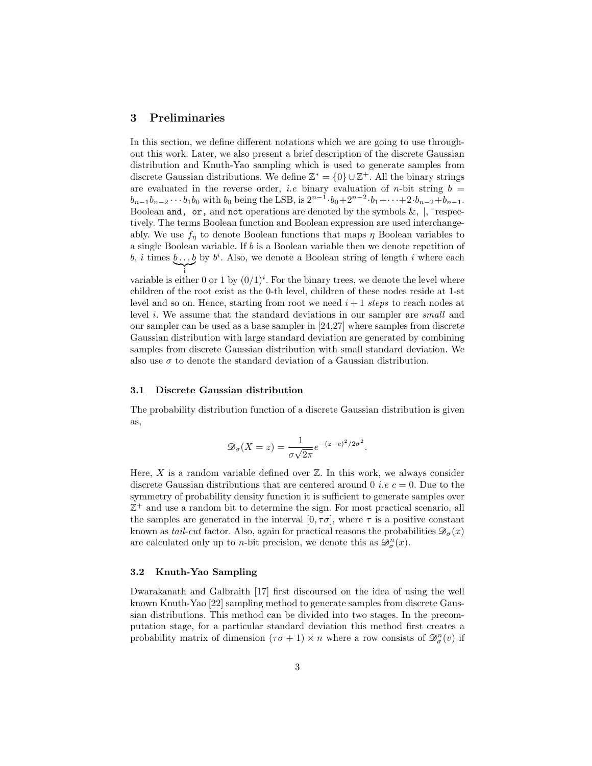## 3 Preliminaries

In this section, we define different notations which we are going to use throughout this work. Later, we also present a brief description of the discrete Gaussian distribution and Knuth-Yao sampling which is used to generate samples from discrete Gaussian distributions. We define $\mathbb{Z}^* = \{0\} \cup \mathbb{Z}^+$. All the binary strings are evaluated in the reverse order, *i.e* binary evaluation of $n$-bit string $b = b_{n-1}b_{n-2}\cdots b_1 b_0$ with $b_0$ being the LSB, is $2^{n-1}\cdot b_0 + 2^{n-2}\cdot b_1 + \cdots + 2\cdot b_{n-2} + b_{n-1}$. Boolean `and`, `or`, and `not` operations are denoted by the symbols &, |, $\bar{\ }$ respectively. The terms Boolean function and Boolean expression are used interchangeably. We use $f_\eta$ to denote Boolean functions that maps $\eta$ Boolean variables to a single Boolean variable. If $b$ is a Boolean variable then we denote repetition of $b$, $i$ times $\underbrace{b\ldots b}_{\text{i}}$ by $b^i$. Also, we denote a Boolean string of length $i$ where each variable is either 0 or 1 by $(0/1)^i$. For the binary trees, we denote the level where children of the root exist as the 0-th level, children of these nodes reside at 1-st level and so on. Hence, starting from root we need $i+1$ *steps* to reach nodes at level $i$. We assume that the standard deviations in our sampler are *small* and our sampler can be used as a base sampler in [24,27] where samples from discrete Gaussian distribution with large standard deviation are generated by combining samples from discrete Gaussian distribution with small standard deviation. We also use $\sigma$ to denote the standard deviation of a Gaussian distribution.

### 3.1 Discrete Gaussian distribution

The probability distribution function of a discrete Gaussian distribution is given as,

$$\mathscr{D}_\sigma(X = z) = \frac{1}{\sigma\sqrt{2\pi}} e^{-(z-c)^2/2\sigma^2}.$$

Here, $X$ is a random variable defined over $\mathbb{Z}$. In this work, we always consider discrete Gaussian distributions that are centered around 0 *i.e* $c = 0$. Due to the symmetry of probability density function it is sufficient to generate samples over $\mathbb{Z}^+$ and use a random bit to determine the sign. For most practical scenario, all the samples are generated in the interval $[0, \tau\sigma]$, where $\tau$ is a positive constant known as *tail-cut* factor. Also, again for practical reasons the probabilities $\mathscr{D}_\sigma(x)$ are calculated only up to $n$-bit precision, we denote this as $\mathscr{D}_\sigma^n(x)$.

### 3.2 Knuth-Yao Sampling

Dwarakanath and Galbraith [17] first discoursed on the idea of using the well known Knuth-Yao [22] sampling method to generate samples from discrete Gaussian distributions. This method can be divided into two stages. In the precomputation stage, for a particular standard deviation this method first creates a probability matrix of dimension $(\tau\sigma + 1) \times n$ where a row consists of $\mathscr{D}_\sigma^n(v)$ if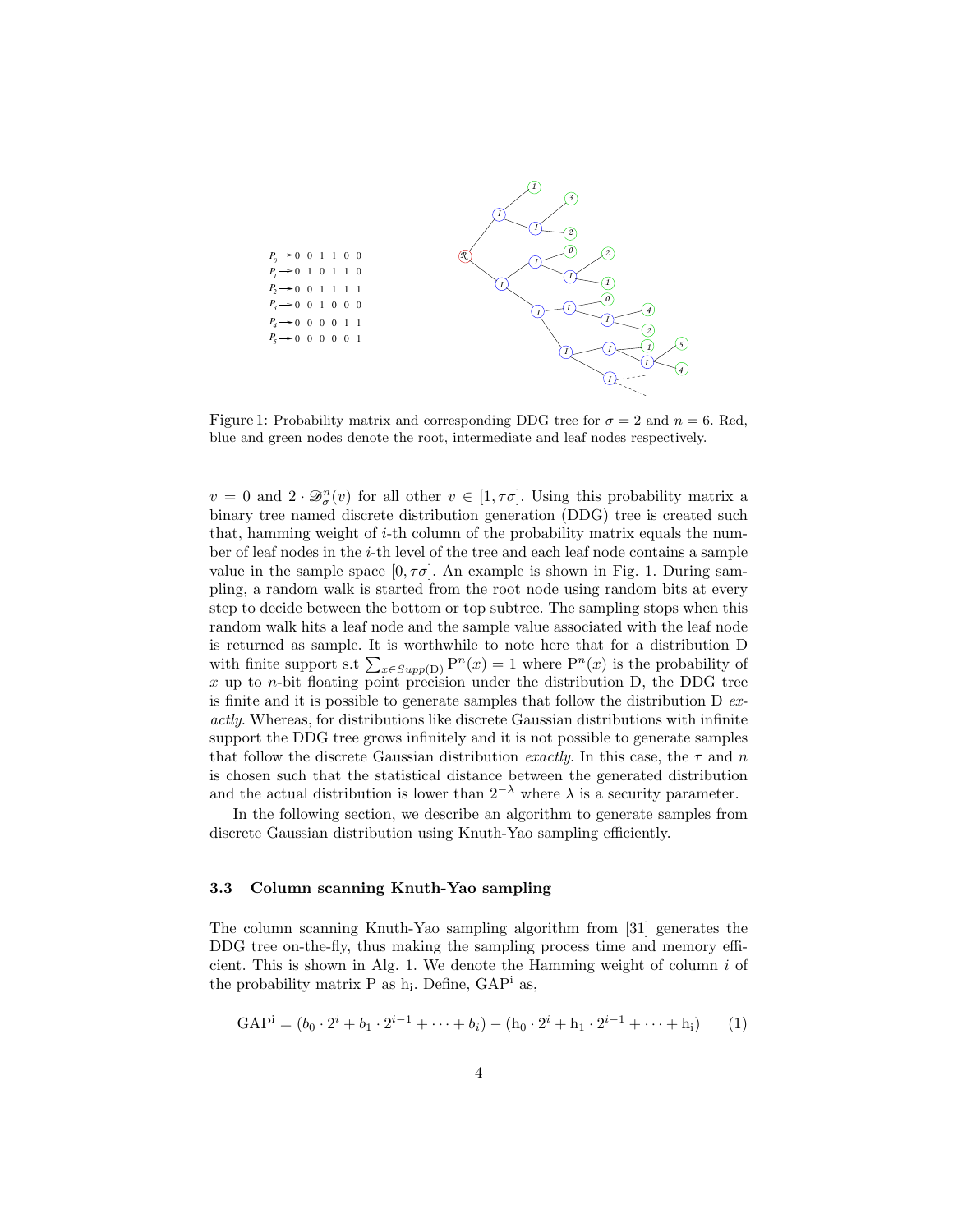$P_0 \rightarrow 0\ 0\ 1\ 1\ 0\ 0$
$P_1 \rightarrow 0\ 1\ 0\ 1\ 1\ 0$
$P_2 \rightarrow 0\ 0\ 1\ 1\ 1\ 1$
$P_3 \rightarrow 0\ 0\ 1\ 0\ 0\ 0$
$P_4 \rightarrow 0\ 0\ 0\ 0\ 1\ 1$
$P_5 \rightarrow 0\ 0\ 0\ 0\ 0\ 1$

Figure 1: Probability matrix and corresponding DDG tree for $\sigma = 2$ and $n = 6$. Red, blue and green nodes denote the root, intermediate and leaf nodes respectively.

$v = 0$ and $2 \cdot \mathscr{D}_\sigma^n(v)$ for all other $v \in [1, \tau\sigma]$. Using this probability matrix a binary tree named discrete distribution generation (DDG) tree is created such that, hamming weight of $i$-th column of the probability matrix equals the number of leaf nodes in the $i$-th level of the tree and each leaf node contains a sample value in the sample space $[0, \tau\sigma]$. An example is shown in Fig. 1. During sampling, a random walk is started from the root node using random bits at every step to decide between the bottom or top subtree. The sampling stops when this random walk hits a leaf node and the sample value associated with the leaf node is returned as sample. It is worthwhile to note here that for a distribution D with finite support s.t $\sum_{x \in Supp(\mathrm{D})} \mathrm{P}^n(x) = 1$ where $\mathrm{P}^n(x)$ is the probability of $x$ up to $n$-bit floating point precision under the distribution D, the DDG tree is finite and it is possible to generate samples that follow the distribution D *exactly*. Whereas, for distributions like discrete Gaussian distributions with infinite support the DDG tree grows infinitely and it is not possible to generate samples that follow the discrete Gaussian distribution *exactly*. In this case, the $\tau$ and $n$ is chosen such that the statistical distance between the generated distribution and the actual distribution is lower than $2^{-\lambda}$ where $\lambda$ is a security parameter.

In the following section, we describe an algorithm to generate samples from discrete Gaussian distribution using Knuth-Yao sampling efficiently.

### 3.3 Column scanning Knuth-Yao sampling

The column scanning Knuth-Yao sampling algorithm from [31] generates the DDG tree on-the-fly, thus making the sampling process time and memory efficient. This is shown in Alg. 1. We denote the Hamming weight of column $i$ of the probability matrix P as $\mathrm{h_i}$. Define, $\mathrm{GAP^i}$ as,

$$\mathrm{GAP^i} = (b_0 \cdot 2^i + b_1 \cdot 2^{i-1} + \cdots + b_i) - (\mathrm{h_0} \cdot 2^i + \mathrm{h_1} \cdot 2^{i-1} + \cdots + \mathrm{h_i}) \qquad (1)$$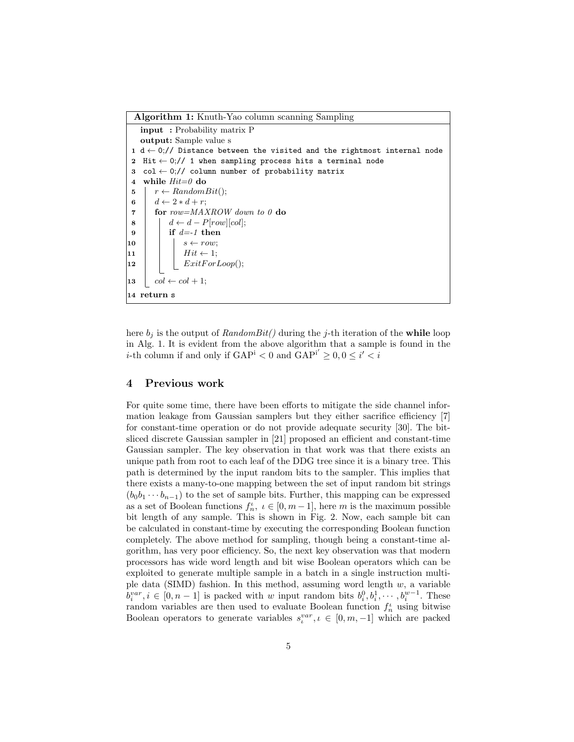**Algorithm 1:** Knuth-Yao column scanning Sampling

```
   input  : Probability matrix P
   output: Sample value s
 1 d ← 0;// Distance between the visited and the rightmost internal node
 2 Hit ← 0;// 1 when sampling process hits a terminal node
 3 col ← 0;// column number of probability matrix
 4 while Hit=0 do
 5     r ← RandomBit();
 6     d ← 2 * d + r;
 7     for row=MAXROW down to 0 do
 8         d ← d − P[row][col];
 9         if d=-1 then
10             s ← row;
11             Hit ← 1;
12             ExitForLoop();
13     col ← col + 1;
14 return s
```

here $b_j$ is the output of *RandomBit()* during the $j$-th iteration of the **while** loop in Alg. 1. It is evident from the above algorithm that a sample is found in the $i$-th column if and only if $\mathrm{GAP}^{\mathrm{i}} < 0$ and $\mathrm{GAP}^{\mathrm{i}'} \geq 0, 0 \leq i' < i$

## 4 Previous work

For quite some time, there have been efforts to mitigate the side channel information leakage from Gaussian samplers but they either sacrifice efficiency [7] for constant-time operation or do not provide adequate security [30]. The bit-sliced discrete Gaussian sampler in [21] proposed an efficient and constant-time Gaussian sampler. The key observation in that work was that there exists an unique path from root to each leaf of the DDG tree since it is a binary tree. This path is determined by the input random bits to the sampler. This implies that there exists a many-to-one mapping between the set of input random bit strings $(b_0 b_1 \cdots b_{n-1})$ to the set of sample bits. Further, this mapping can be expressed as a set of Boolean functions $f_n^{\iota}$, $\iota \in [0, m-1]$, here $m$ is the maximum possible bit length of any sample. This is shown in Fig. 2. Now, each sample bit can be calculated in constant-time by executing the corresponding Boolean function completely. The above method for sampling, though being a constant-time algorithm, has very poor efficiency. So, the next key observation was that modern processors has wide word length and bit wise Boolean operators which can be exploited to generate multiple sample in a batch in a single instruction multiple data (SIMD) fashion. In this method, assuming word length $w$, a variable $b_i^{var}, i \in [0, n-1]$ is packed with $w$ input random bits $b_i^0, b_i^1, \cdots, b_i^{w-1}$. These random variables are then used to evaluate Boolean function $f_n^{\iota}$ using bitwise Boolean operators to generate variables $s_{\iota}^{var}, \iota \in [0, m, -1]$ which are packed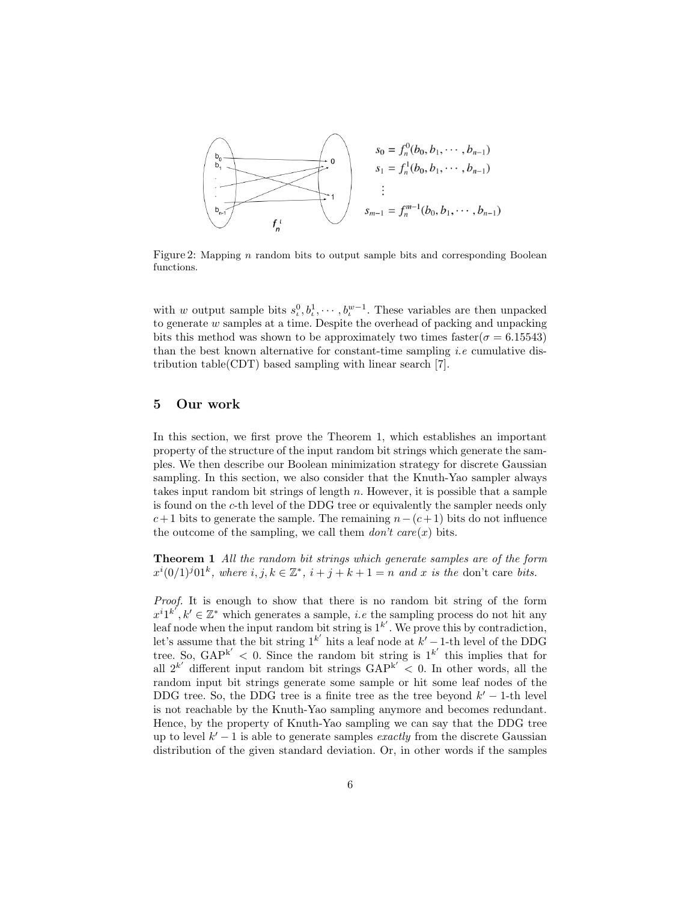$$s_0 = f_n^0(b_0, b_1, \cdots, b_{n-1})$$
$$s_1 = f_n^1(b_0, b_1, \cdots, b_{n-1})$$
$$\vdots$$
$$s_{m-1} = f_n^{m-1}(b_0, b_1, \cdots, b_{n-1})$$

Figure 2: Mapping $n$ random bits to output sample bits and corresponding Boolean functions.

with $w$ output sample bits $s_\iota^0, b_\iota^1, \cdots, b_\iota^{w-1}$. These variables are then unpacked to generate $w$ samples at a time. Despite the overhead of packing and unpacking bits this method was shown to be approximately two times faster($\sigma = 6.15543$) than the best known alternative for constant-time sampling *i.e* cumulative distribution table(CDT) based sampling with linear search [7].

## 5 Our work

In this section, we first prove the Theorem 1, which establishes an important property of the structure of the input random bit strings which generate the samples. We then describe our Boolean minimization strategy for discrete Gaussian sampling. In this section, we also consider that the Knuth-Yao sampler always takes input random bit strings of length $n$. However, it is possible that a sample is found on the $c$-th level of the DDG tree or equivalently the sampler needs only $c+1$ bits to generate the sample. The remaining $n-(c+1)$ bits do not influence the outcome of the sampling, we call them *don't care*($x$) bits.

**Theorem 1** *All the random bit strings which generate samples are of the form* $x^i(0/1)^j01^k$, *where* $i, j, k \in \mathbb{Z}^*$, $i+j+k+1 = n$ *and* $x$ *is the* don't care *bits.*

*Proof.* It is enough to show that there is no random bit string of the form $x^i1^{k'}, k' \in \mathbb{Z}^*$ which generates a sample, *i.e* the sampling process do not hit any leaf node when the input random bit string is $1^{k'}$. We prove this by contradiction, let's assume that the bit string $1^{k'}$ hits a leaf node at $k'-1$-th level of the DDG tree. So, $\mathrm{GAP}^{k'} < 0$. Since the random bit string is $1^{k'}$ this implies that for all $2^{k'}$ different input random bit strings $\mathrm{GAP}^{k'} < 0$. In other words, all the random input bit strings generate some sample or hit some leaf nodes of the DDG tree. So, the DDG tree is a finite tree as the tree beyond $k'-1$-th level is not reachable by the Knuth-Yao sampling anymore and becomes redundant. Hence, by the property of Knuth-Yao sampling we can say that the DDG tree up to level $k'-1$ is able to generate samples *exactly* from the discrete Gaussian distribution of the given standard deviation. Or, in other words if the samples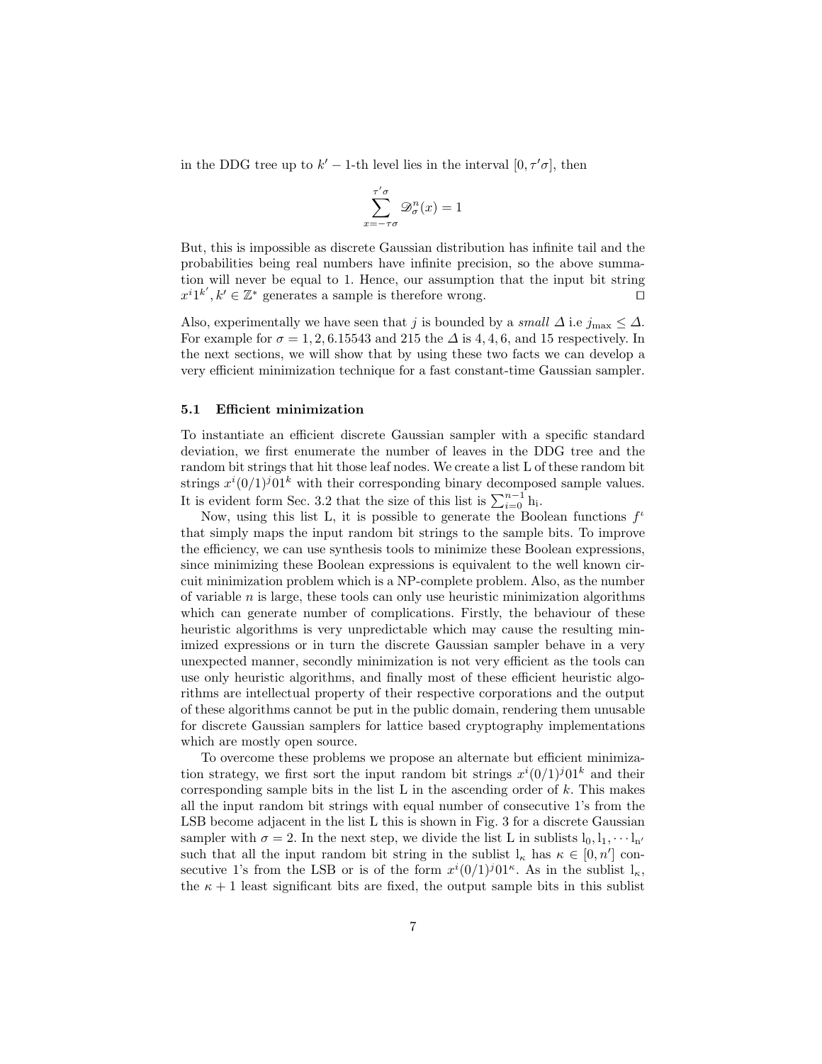in the DDG tree up to $k' - 1$-th level lies in the interval $[0, \tau'\sigma]$, then

$$\sum_{x=-\tau\sigma}^{\tau'\sigma} \mathscr{D}_\sigma^n(x) = 1$$

But, this is impossible as discrete Gaussian distribution has infinite tail and the probabilities being real numbers have infinite precision, so the above summation will never be equal to 1. Hence, our assumption that the input bit string $x^i 1^{k'}, k' \in \mathbb{Z}^*$ generates a sample is therefore wrong. ◻

Also, experimentally we have seen that $j$ is bounded by a *small* $\Delta$ i.e $j_{\max} \leq \Delta$. For example for $\sigma = 1, 2, 6.15543$ and 215 the $\Delta$ is 4, 4, 6, and 15 respectively. In the next sections, we will show that by using these two facts we can develop a very efficient minimization technique for a fast constant-time Gaussian sampler.

### 5.1 Efficient minimization

To instantiate an efficient discrete Gaussian sampler with a specific standard deviation, we first enumerate the number of leaves in the DDG tree and the random bit strings that hit those leaf nodes. We create a list L of these random bit strings $x^i(0/1)^j 01^k$ with their corresponding binary decomposed sample values. It is evident form Sec. 3.2 that the size of this list is $\sum_{i=0}^{n-1} \mathrm{h_i}$.

Now, using this list L, it is possible to generate the Boolean functions $f^\iota$ that simply maps the input random bit strings to the sample bits. To improve the efficiency, we can use synthesis tools to minimize these Boolean expressions, since minimizing these Boolean expressions is equivalent to the well known circuit minimization problem which is a NP-complete problem. Also, as the number of variable $n$ is large, these tools can only use heuristic minimization algorithms which can generate number of complications. Firstly, the behaviour of these heuristic algorithms is very unpredictable which may cause the resulting minimized expressions or in turn the discrete Gaussian sampler behave in a very unexpected manner, secondly minimization is not very efficient as the tools can use only heuristic algorithms, and finally most of these efficient heuristic algorithms are intellectual property of their respective corporations and the output of these algorithms cannot be put in the public domain, rendering them unusable for discrete Gaussian samplers for lattice based cryptography implementations which are mostly open source.

To overcome these problems we propose an alternate but efficient minimization strategy, we first sort the input random bit strings $x^i(0/1)^j 01^k$ and their corresponding sample bits in the list L in the ascending order of $k$. This makes all the input random bit strings with equal number of consecutive 1's from the LSB become adjacent in the list L this is shown in Fig. 3 for a discrete Gaussian sampler with $\sigma = 2$. In the next step, we divide the list L in sublists $\mathrm{l_0, l_1, \cdots l_{n'}}$ such that all the input random bit string in the sublist $\mathrm{l_\kappa}$ has $\kappa \in [0, n']$ consecutive 1's from the LSB or is of the form $x^i(0/1)^j 01^\kappa$. As in the sublist $\mathrm{l_\kappa}$, the $\kappa + 1$ least significant bits are fixed, the output sample bits in this sublist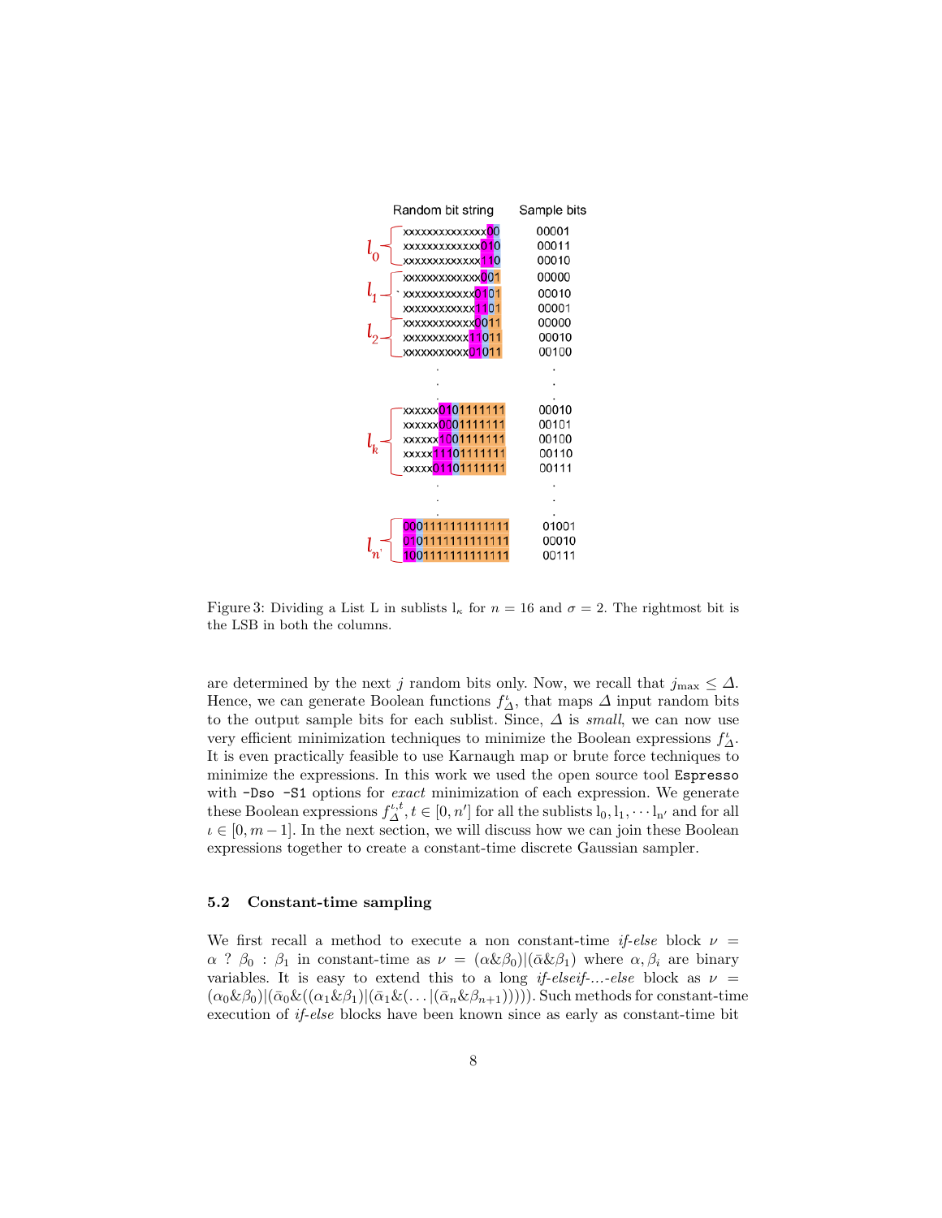| | Random bit string | Sample bits |
|---|---|---|
| $l_0$ | xxxxxxxxxxxxxx00 | 00001 |
| | xxxxxxxxxxxxx010 | 00011 |
| | xxxxxxxxxxxxx110 | 00010 |
| $l_1$ | xxxxxxxxxxxxx001 | 00000 |
| | xxxxxxxxxxxx0101 | 00010 |
| | xxxxxxxxxxxx1101 | 00001 |
| $l_2$ | xxxxxxxxxxxx0011 | 00000 |
| | xxxxxxxxxxx11011 | 00010 |
| | xxxxxxxxxxx01011 | 00100 |
| | . | . |
| $l_k$ | xxxxxx0101111111 | 00010 |
| | xxxxxx0001111111 | 00101 |
| | xxxxxx1001111111 | 00100 |
| | xxxxx11101111111 | 00110 |
| | xxxxx01101111111 | 00111 |
| | . | . |
| $l_{n'}$ | 0001111111111111 | 01001 |
| | 0101111111111111 | 00010 |
| | 1001111111111111 | 00111 |

Figure 3: Dividing a List L in sublists $\mathrm{l}_\kappa$ for $n = 16$ and $\sigma = 2$. The rightmost bit is the LSB in both the columns.

are determined by the next $j$ random bits only. Now, we recall that $j_{\max} \leq \Delta$. Hence, we can generate Boolean functions $f^{\iota}_{\Delta}$, that maps $\Delta$ input random bits to the output sample bits for each sublist. Since, $\Delta$ is *small*, we can now use very efficient minimization techniques to minimize the Boolean expressions $f^{\iota}_{\Delta}$. It is even practically feasible to use Karnaugh map or brute force techniques to minimize the expressions. In this work we used the open source tool `Espresso` with `-Dso -S1` options for *exact* minimization of each expression. We generate these Boolean expressions $f^{\iota,t}_{\Delta}, t \in [0, n']$ for all the sublists $\mathrm{l}_0, \mathrm{l}_1, \cdots \mathrm{l}_{n'}$ and for all $\iota \in [0, m-1]$. In the next section, we will discuss how we can join these Boolean expressions together to create a constant-time discrete Gaussian sampler.

### 5.2 Constant-time sampling

We first recall a method to execute a non constant-time *if-else* block $\nu = \alpha \ ? \ \beta_0 : \beta_1$ in constant-time as $\nu = (\alpha \& \beta_0)|(\bar{\alpha} \& \beta_1)$ where $\alpha, \beta_i$ are binary variables. It is easy to extend this to a long *if-elseif-...-else* block as $\nu = (\alpha_0 \& \beta_0)|(\bar{\alpha}_0 \& ((\alpha_1 \& \beta_1)|(\bar{\alpha}_1 \& (\ldots|(\bar{\alpha}_n \& \beta_{n+1})))))$. Such methods for constant-time execution of *if-else* blocks have been known since as early as constant-time bit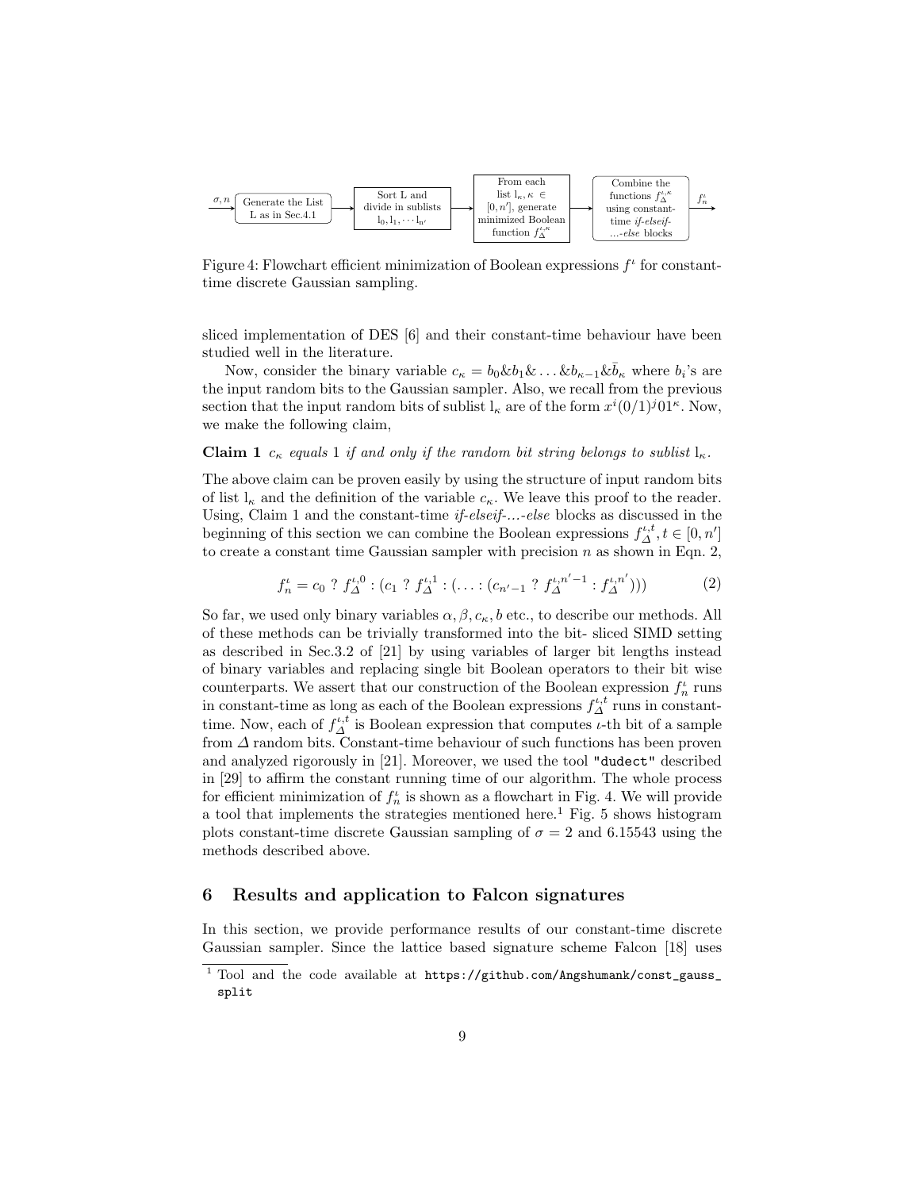Figure 4: Flowchart efficient minimization of Boolean expressions $f^\iota$ for constant-time discrete Gaussian sampling.

sliced implementation of DES [6] and their constant-time behaviour have been studied well in the literature.

Now, consider the binary variable $c_\kappa = b_0 \& b_1 \& \ldots \& b_{\kappa-1} \& \bar{b}_\kappa$ where $b_i$'s are the input random bits to the Gaussian sampler. Also, we recall from the previous section that the input random bits of sublist $\mathrm{l}_\kappa$ are of the form $x^i(0/1)^j 01^\kappa$. Now, we make the following claim,

**Claim 1** *$c_\kappa$ equals 1 if and only if the random bit string belongs to sublist $\mathrm{l}_\kappa$.*

The above claim can be proven easily by using the structure of input random bits of list $\mathrm{l}_\kappa$ and the definition of the variable $c_\kappa$. We leave this proof to the reader. Using, Claim 1 and the constant-time *if-elseif-...-else* blocks as discussed in the beginning of this section we can combine the Boolean expressions $f_\Delta^{\iota,t}, t \in [0, n']$ to create a constant time Gaussian sampler with precision $n$ as shown in Eqn. 2,

$$f_n^\iota = c_0 \; ? \; f_\Delta^{\iota,0} : (c_1 \; ? \; f_\Delta^{\iota,1} : (\ldots : (c_{n'-1} \; ? \; f_\Delta^{\iota,n'-1} : f_\Delta^{\iota,n'}))) \tag{2}$$

So far, we used only binary variables $\alpha, \beta, c_\kappa, b$ etc., to describe our methods. All of these methods can be trivially transformed into the bit- sliced SIMD setting as described in Sec.3.2 of [21] by using variables of larger bit lengths instead of binary variables and replacing single bit Boolean operators to their bit wise counterparts. We assert that our construction of the Boolean expression $f_n^\iota$ runs in constant-time as long as each of the Boolean expressions $f_\Delta^{\iota,t}$ runs in constant-time. Now, each of $f_\Delta^{\iota,t}$ is Boolean expression that computes $\iota$-th bit of a sample from $\Delta$ random bits. Constant-time behaviour of such functions has been proven and analyzed rigorously in [21]. Moreover, we used the tool "dudect" described in [29] to affirm the constant running time of our algorithm. The whole process for efficient minimization of $f_n^\iota$ is shown as a flowchart in Fig. 4. We will provide a tool that implements the strategies mentioned here.[1] Fig. 5 shows histogram plots constant-time discrete Gaussian sampling of $\sigma = 2$ and 6.15543 using the methods described above.

## 6 Results and application to Falcon signatures

In this section, we provide performance results of our constant-time discrete Gaussian sampler. Since the lattice based signature scheme Falcon [18] uses

[1] Tool and the code available at https://github.com/Angshumank/const_gauss_split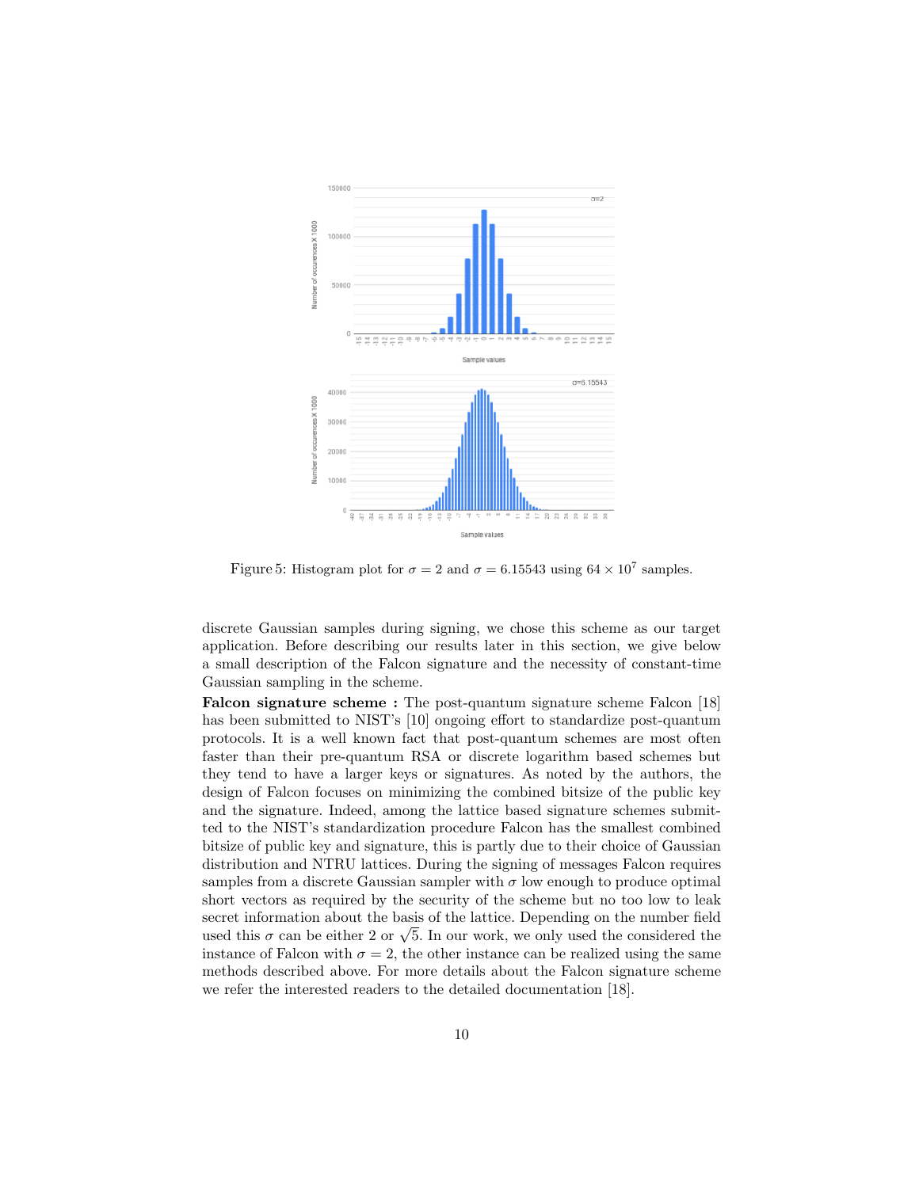Figure 5: Histogram plot for $\sigma = 2$ and $\sigma = 6.15543$ using $64 \times 10^7$ samples.

discrete Gaussian samples during signing, we chose this scheme as our target application. Before describing our results later in this section, we give below a small description of the Falcon signature and the necessity of constant-time Gaussian sampling in the scheme.

**Falcon signature scheme :** The post-quantum signature scheme Falcon [18] has been submitted to NIST's [10] ongoing effort to standardize post-quantum protocols. It is a well known fact that post-quantum schemes are most often faster than their pre-quantum RSA or discrete logarithm based schemes but they tend to have a larger keys or signatures. As noted by the authors, the design of Falcon focuses on minimizing the combined bitsize of the public key and the signature. Indeed, among the lattice based signature schemes submitted to the NIST's standardization procedure Falcon has the smallest combined bitsize of public key and signature, this is partly due to their choice of Gaussian distribution and NTRU lattices. During the signing of messages Falcon requires samples from a discrete Gaussian sampler with $\sigma$ low enough to produce optimal short vectors as required by the security of the scheme but no too low to leak secret information about the basis of the lattice. Depending on the number field used this $\sigma$ can be either 2 or $\sqrt{5}$. In our work, we only used the considered the instance of Falcon with $\sigma = 2$, the other instance can be realized using the same methods described above. For more details about the Falcon signature scheme we refer the interested readers to the detailed documentation [18].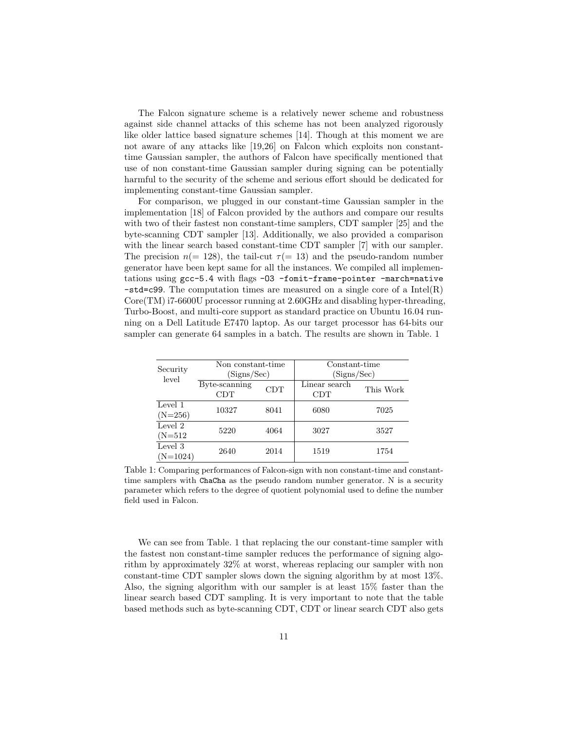The Falcon signature scheme is a relatively newer scheme and robustness against side channel attacks of this scheme has not been analyzed rigorously like older lattice based signature schemes [14]. Though at this moment we are not aware of any attacks like [19,26] on Falcon which exploits non constant-time Gaussian sampler, the authors of Falcon have specifically mentioned that use of non constant-time Gaussian sampler during signing can be potentially harmful to the security of the scheme and serious effort should be dedicated for implementing constant-time Gaussian sampler.

For comparison, we plugged in our constant-time Gaussian sampler in the implementation [18] of Falcon provided by the authors and compare our results with two of their fastest non constant-time samplers, CDT sampler [25] and the byte-scanning CDT sampler [13]. Additionally, we also provided a comparison with the linear search based constant-time CDT sampler [7] with our sampler. The precision $n(= 128)$, the tail-cut $\tau(= 13)$ and the pseudo-random number generator have been kept same for all the instances. We compiled all implementations using `gcc-5.4` with flags `-O3 -fomit-frame-pointer -march=native -std=c99`. The computation times are measured on a single core of a Intel(R) Core(TM) i7-6600U processor running at 2.60GHz and disabling hyper-threading, Turbo-Boost, and multi-core support as standard practice on Ubuntu 16.04 running on a Dell Latitude E7470 laptop. As our target processor has 64-bits our sampler can generate 64 samples in a batch. The results are shown in Table. 1

| Security level | Non constant-time (Signs/Sec) | | Constant-time (Signs/Sec) | |
|---|---|---|---|---|
| | Byte-scanning CDT | CDT | Linear search CDT | This Work |
| Level 1 (N=256) | 10327 | 8041 | 6080 | 7025 |
| Level 2 (N=512 | 5220 | 4064 | 3027 | 3527 |
| Level 3 (N=1024) | 2640 | 2014 | 1519 | 1754 |

Table 1: Comparing performances of Falcon-sign with non constant-time and constant-time samplers with `ChaCha` as the pseudo random number generator. N is a security parameter which refers to the degree of quotient polynomial used to define the number field used in Falcon.

We can see from Table. 1 that replacing the our constant-time sampler with the fastest non constant-time sampler reduces the performance of signing algorithm by approximately 32% at worst, whereas replacing our sampler with non constant-time CDT sampler slows down the signing algorithm by at most 13%. Also, the signing algorithm with our sampler is at least 15% faster than the linear search based CDT sampling. It is very important to note that the table based methods such as byte-scanning CDT, CDT or linear search CDT also gets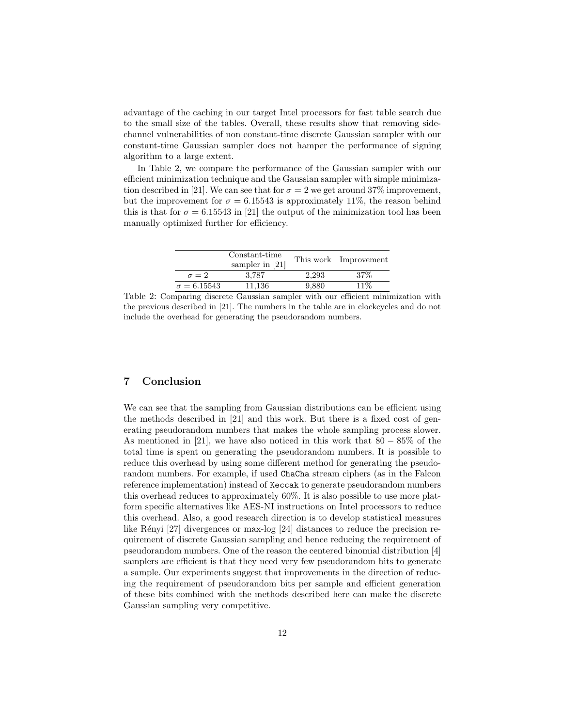advantage of the caching in our target Intel processors for fast table search due to the small size of the tables. Overall, these results show that removing side-channel vulnerabilities of non constant-time discrete Gaussian sampler with our constant-time Gaussian sampler does not hamper the performance of signing algorithm to a large extent.

In Table 2, we compare the performance of the Gaussian sampler with our efficient minimization technique and the Gaussian sampler with simple minimization described in [21]. We can see that for $\sigma = 2$ we get around 37% improvement, but the improvement for $\sigma = 6.15543$ is approximately 11%, the reason behind this is that for $\sigma = 6.15543$ in [21] the output of the minimization tool has been manually optimized further for efficiency.

| | Constant-time sampler in [21] | This work | Improvement |
|---|---|---|---|
| $\sigma = 2$ | 3,787 | 2,293 | 37% |
| $\sigma = 6.15543$ | 11,136 | 9,880 | 11% |

Table 2: Comparing discrete Gaussian sampler with our efficient minimization with the previous described in [21]. The numbers in the table are in clockcycles and do not include the overhead for generating the pseudorandom numbers.

## 7 Conclusion

We can see that the sampling from Gaussian distributions can be efficient using the methods described in [21] and this work. But there is a fixed cost of generating pseudorandom numbers that makes the whole sampling process slower. As mentioned in [21], we have also noticed in this work that $80 - 85\%$ of the total time is spent on generating the pseudorandom numbers. It is possible to reduce this overhead by using some different method for generating the pseudorandom numbers. For example, if used `ChaCha` stream ciphers (as in the Falcon reference implementation) instead of `Keccak` to generate pseudorandom numbers this overhead reduces to approximately 60%. It is also possible to use more platform specific alternatives like AES-NI instructions on Intel processors to reduce this overhead. Also, a good research direction is to develop statistical measures like Rényi [27] divergences or max-log [24] distances to reduce the precision requirement of discrete Gaussian sampling and hence reducing the requirement of pseudorandom numbers. One of the reason the centered binomial distribution [4] samplers are efficient is that they need very few pseudorandom bits to generate a sample. Our experiments suggest that improvements in the direction of reducing the requirement of pseudorandom bits per sample and efficient generation of these bits combined with the methods described here can make the discrete Gaussian sampling very competitive.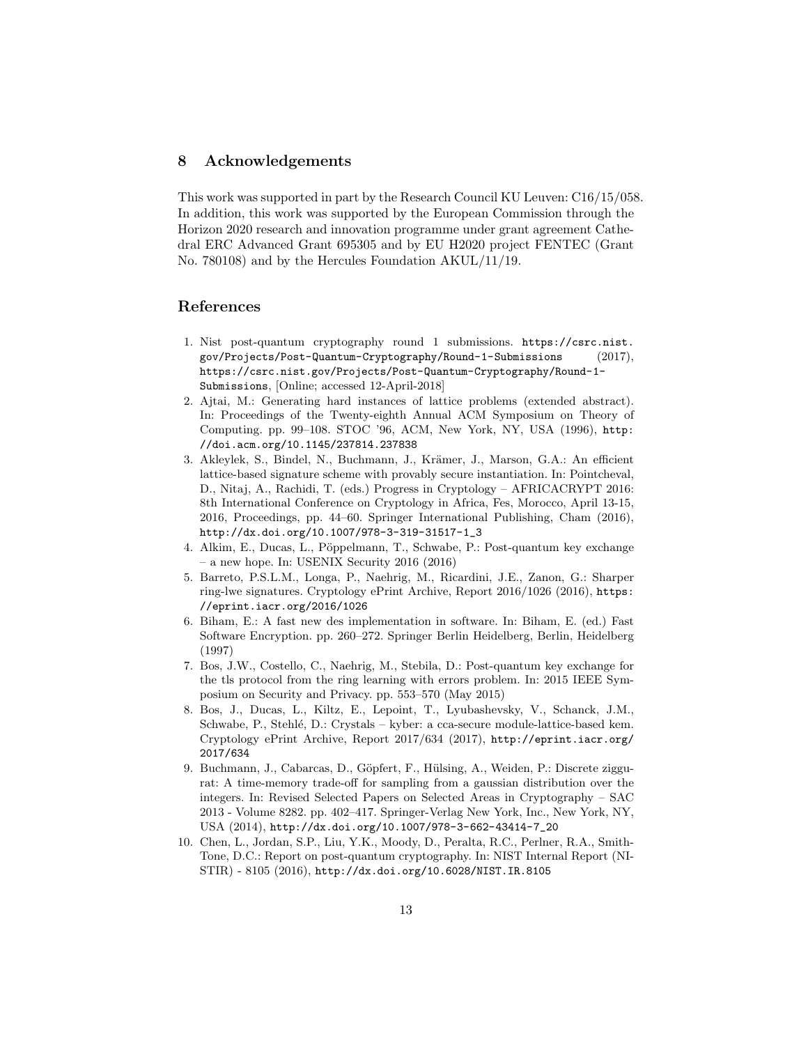## 8 Acknowledgements

This work was supported in part by the Research Council KU Leuven: C16/15/058. In addition, this work was supported by the European Commission through the Horizon 2020 research and innovation programme under grant agreement Cathedral ERC Advanced Grant 695305 and by EU H2020 project FENTEC (Grant No. 780108) and by the Hercules Foundation AKUL/11/19.

## References

1. Nist post-quantum cryptography round 1 submissions. https://csrc.nist.gov/Projects/Post-Quantum-Cryptography/Round-1-Submissions (2017), https://csrc.nist.gov/Projects/Post-Quantum-Cryptography/Round-1-Submissions, [Online; accessed 12-April-2018]
2. Ajtai, M.: Generating hard instances of lattice problems (extended abstract). In: Proceedings of the Twenty-eighth Annual ACM Symposium on Theory of Computing. pp. 99–108. STOC '96, ACM, New York, NY, USA (1996), http://doi.acm.org/10.1145/237814.237838
3. Akleylek, S., Bindel, N., Buchmann, J., Krämer, J., Marson, G.A.: An efficient lattice-based signature scheme with provably secure instantiation. In: Pointcheval, D., Nitaj, A., Rachidi, T. (eds.) Progress in Cryptology – AFRICACRYPT 2016: 8th International Conference on Cryptology in Africa, Fes, Morocco, April 13-15, 2016, Proceedings, pp. 44–60. Springer International Publishing, Cham (2016), http://dx.doi.org/10.1007/978-3-319-31517-1_3
4. Alkim, E., Ducas, L., Pöppelmann, T., Schwabe, P.: Post-quantum key exchange – a new hope. In: USENIX Security 2016 (2016)
5. Barreto, P.S.L.M., Longa, P., Naehrig, M., Ricardini, J.E., Zanon, G.: Sharper ring-lwe signatures. Cryptology ePrint Archive, Report 2016/1026 (2016), https://eprint.iacr.org/2016/1026
6. Biham, E.: A fast new des implementation in software. In: Biham, E. (ed.) Fast Software Encryption. pp. 260–272. Springer Berlin Heidelberg, Berlin, Heidelberg (1997)
7. Bos, J.W., Costello, C., Naehrig, M., Stebila, D.: Post-quantum key exchange for the tls protocol from the ring learning with errors problem. In: 2015 IEEE Symposium on Security and Privacy. pp. 553–570 (May 2015)
8. Bos, J., Ducas, L., Kiltz, E., Lepoint, T., Lyubashevsky, V., Schanck, J.M., Schwabe, P., Stehlé, D.: Crystals – kyber: a cca-secure module-lattice-based kem. Cryptology ePrint Archive, Report 2017/634 (2017), http://eprint.iacr.org/2017/634
9. Buchmann, J., Cabarcas, D., Göpfert, F., Hülsing, A., Weiden, P.: Discrete ziggurat: A time-memory trade-off for sampling from a gaussian distribution over the integers. In: Revised Selected Papers on Selected Areas in Cryptography – SAC 2013 - Volume 8282. pp. 402–417. Springer-Verlag New York, Inc., New York, NY, USA (2014), http://dx.doi.org/10.1007/978-3-662-43414-7_20
10. Chen, L., Jordan, S.P., Liu, Y.K., Moody, D., Peralta, R.C., Perlner, R.A., Smith-Tone, D.C.: Report on post-quantum cryptography. In: NIST Internal Report (NISTIR) - 8105 (2016), http://dx.doi.org/10.6028/NIST.IR.8105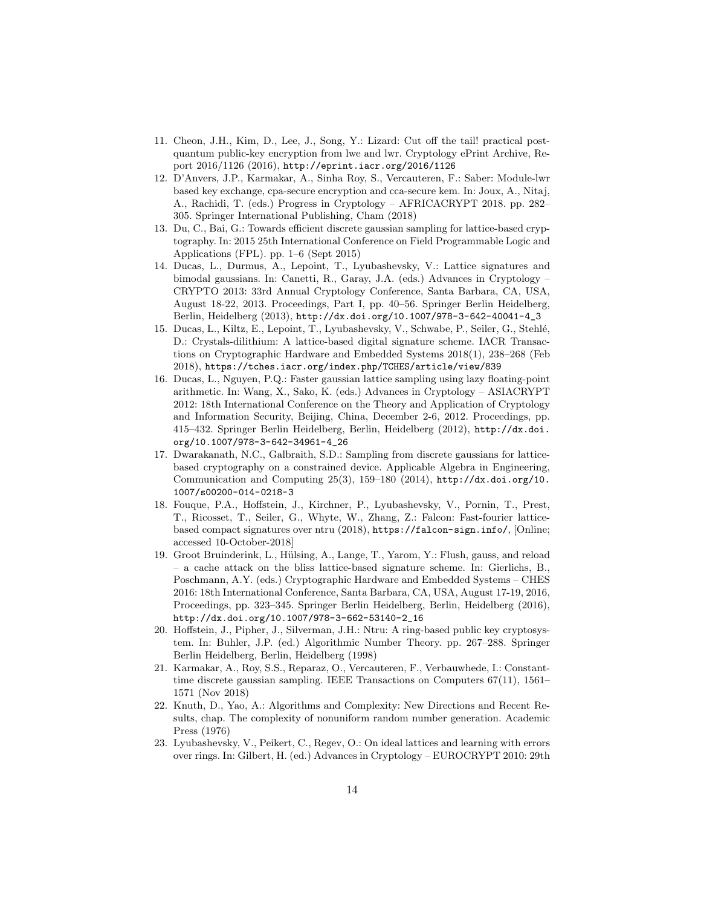11. Cheon, J.H., Kim, D., Lee, J., Song, Y.: Lizard: Cut off the tail! practical post-quantum public-key encryption from lwe and lwr. Cryptology ePrint Archive, Report 2016/1126 (2016), http://eprint.iacr.org/2016/1126
12. D'Anvers, J.P., Karmakar, A., Sinha Roy, S., Vercauteren, F.: Saber: Module-lwr based key exchange, cpa-secure encryption and cca-secure kem. In: Joux, A., Nitaj, A., Rachidi, T. (eds.) Progress in Cryptology – AFRICACRYPT 2018. pp. 282–305. Springer International Publishing, Cham (2018)
13. Du, C., Bai, G.: Towards efficient discrete gaussian sampling for lattice-based cryptography. In: 2015 25th International Conference on Field Programmable Logic and Applications (FPL). pp. 1–6 (Sept 2015)
14. Ducas, L., Durmus, A., Lepoint, T., Lyubashevsky, V.: Lattice signatures and bimodal gaussians. In: Canetti, R., Garay, J.A. (eds.) Advances in Cryptology – CRYPTO 2013: 33rd Annual Cryptology Conference, Santa Barbara, CA, USA, August 18-22, 2013. Proceedings, Part I, pp. 40–56. Springer Berlin Heidelberg, Berlin, Heidelberg (2013), http://dx.doi.org/10.1007/978-3-642-40041-4_3
15. Ducas, L., Kiltz, E., Lepoint, T., Lyubashevsky, V., Schwabe, P., Seiler, G., Stehlé, D.: Crystals-dilithium: A lattice-based digital signature scheme. IACR Transactions on Cryptographic Hardware and Embedded Systems 2018(1), 238–268 (Feb 2018), https://tches.iacr.org/index.php/TCHES/article/view/839
16. Ducas, L., Nguyen, P.Q.: Faster gaussian lattice sampling using lazy floating-point arithmetic. In: Wang, X., Sako, K. (eds.) Advances in Cryptology – ASIACRYPT 2012: 18th International Conference on the Theory and Application of Cryptology and Information Security, Beijing, China, December 2-6, 2012. Proceedings, pp. 415–432. Springer Berlin Heidelberg, Berlin, Heidelberg (2012), http://dx.doi.org/10.1007/978-3-642-34961-4_26
17. Dwarakanath, N.C., Galbraith, S.D.: Sampling from discrete gaussians for lattice-based cryptography on a constrained device. Applicable Algebra in Engineering, Communication and Computing 25(3), 159–180 (2014), http://dx.doi.org/10.1007/s00200-014-0218-3
18. Fouque, P.A., Hoffstein, J., Kirchner, P., Lyubashevsky, V., Pornin, T., Prest, T., Ricosset, T., Seiler, G., Whyte, W., Zhang, Z.: Falcon: Fast-fourier lattice-based compact signatures over ntru (2018), https://falcon-sign.info/, [Online; accessed 10-October-2018]
19. Groot Bruinderink, L., Hülsing, A., Lange, T., Yarom, Y.: Flush, gauss, and reload – a cache attack on the bliss lattice-based signature scheme. In: Gierlichs, B., Poschmann, A.Y. (eds.) Cryptographic Hardware and Embedded Systems – CHES 2016: 18th International Conference, Santa Barbara, CA, USA, August 17-19, 2016, Proceedings, pp. 323–345. Springer Berlin Heidelberg, Berlin, Heidelberg (2016), http://dx.doi.org/10.1007/978-3-662-53140-2_16
20. Hoffstein, J., Pipher, J., Silverman, J.H.: Ntru: A ring-based public key cryptosystem. In: Buhler, J.P. (ed.) Algorithmic Number Theory. pp. 267–288. Springer Berlin Heidelberg, Berlin, Heidelberg (1998)
21. Karmakar, A., Roy, S.S., Reparaz, O., Vercauteren, F., Verbauwhede, I.: Constant-time discrete gaussian sampling. IEEE Transactions on Computers 67(11), 1561–1571 (Nov 2018)
22. Knuth, D., Yao, A.: Algorithms and Complexity: New Directions and Recent Results, chap. The complexity of nonuniform random number generation. Academic Press (1976)
23. Lyubashevsky, V., Peikert, C., Regev, O.: On ideal lattices and learning with errors over rings. In: Gilbert, H. (ed.) Advances in Cryptology – EUROCRYPT 2010: 29th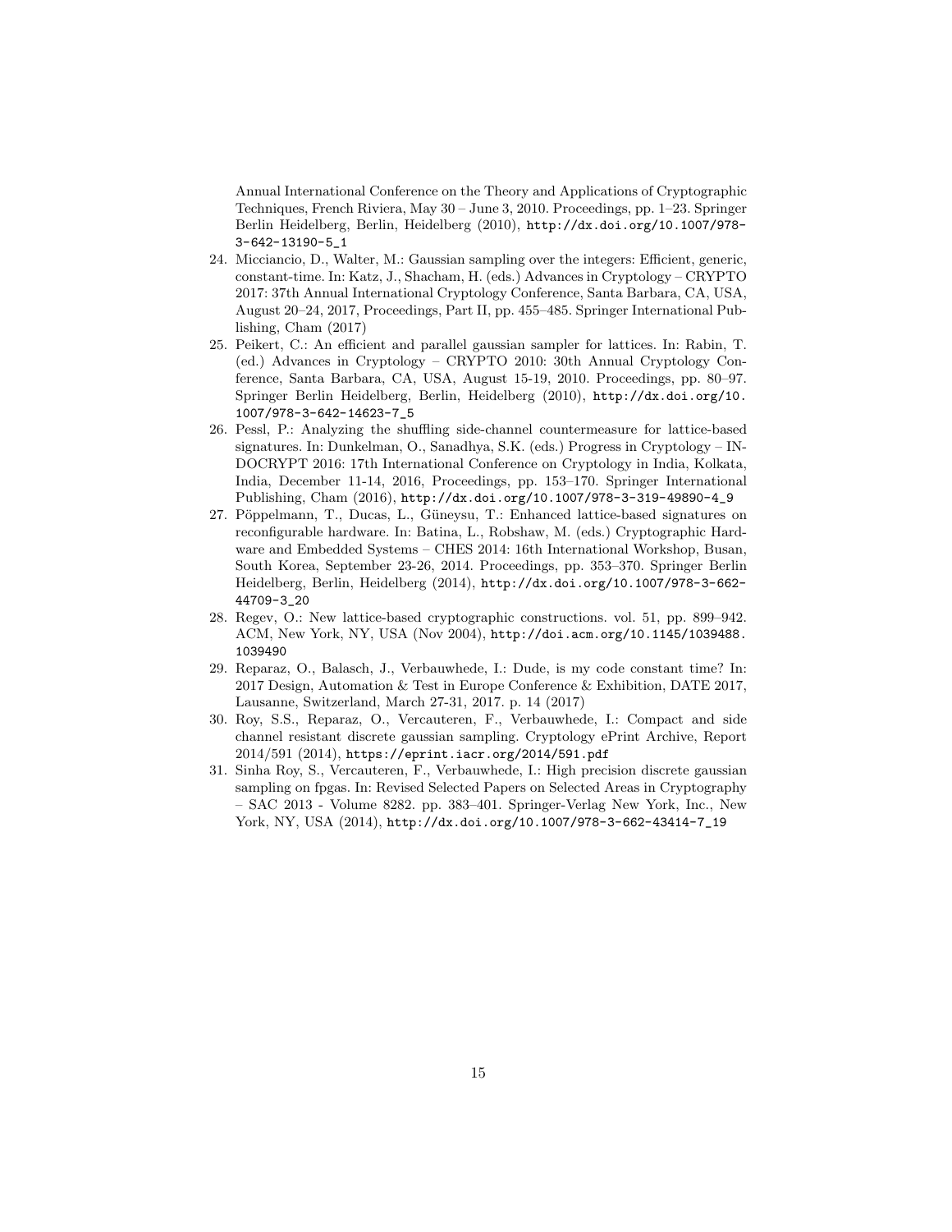Annual International Conference on the Theory and Applications of Cryptographic Techniques, French Riviera, May 30 – June 3, 2010. Proceedings, pp. 1–23. Springer Berlin Heidelberg, Berlin, Heidelberg (2010), http://dx.doi.org/10.1007/978-3-642-13190-5_1

24. Micciancio, D., Walter, M.: Gaussian sampling over the integers: Efficient, generic, constant-time. In: Katz, J., Shacham, H. (eds.) Advances in Cryptology – CRYPTO 2017: 37th Annual International Cryptology Conference, Santa Barbara, CA, USA, August 20–24, 2017, Proceedings, Part II, pp. 455–485. Springer International Publishing, Cham (2017)
25. Peikert, C.: An efficient and parallel gaussian sampler for lattices. In: Rabin, T. (ed.) Advances in Cryptology – CRYPTO 2010: 30th Annual Cryptology Conference, Santa Barbara, CA, USA, August 15-19, 2010. Proceedings, pp. 80–97. Springer Berlin Heidelberg, Berlin, Heidelberg (2010), http://dx.doi.org/10.1007/978-3-642-14623-7_5
26. Pessl, P.: Analyzing the shuffling side-channel countermeasure for lattice-based signatures. In: Dunkelman, O., Sanadhya, S.K. (eds.) Progress in Cryptology – INDOCRYPT 2016: 17th International Conference on Cryptology in India, Kolkata, India, December 11-14, 2016, Proceedings, pp. 153–170. Springer International Publishing, Cham (2016), http://dx.doi.org/10.1007/978-3-319-49890-4_9
27. Pöppelmann, T., Ducas, L., Güneysu, T.: Enhanced lattice-based signatures on reconfigurable hardware. In: Batina, L., Robshaw, M. (eds.) Cryptographic Hardware and Embedded Systems – CHES 2014: 16th International Workshop, Busan, South Korea, September 23-26, 2014. Proceedings, pp. 353–370. Springer Berlin Heidelberg, Berlin, Heidelberg (2014), http://dx.doi.org/10.1007/978-3-662-44709-3_20
28. Regev, O.: New lattice-based cryptographic constructions. vol. 51, pp. 899–942. ACM, New York, NY, USA (Nov 2004), http://doi.acm.org/10.1145/1039488.1039490
29. Reparaz, O., Balasch, J., Verbauwhede, I.: Dude, is my code constant time? In: 2017 Design, Automation & Test in Europe Conference & Exhibition, DATE 2017, Lausanne, Switzerland, March 27-31, 2017. p. 14 (2017)
30. Roy, S.S., Reparaz, O., Vercauteren, F., Verbauwhede, I.: Compact and side channel resistant discrete gaussian sampling. Cryptology ePrint Archive, Report 2014/591 (2014), https://eprint.iacr.org/2014/591.pdf
31. Sinha Roy, S., Vercauteren, F., Verbauwhede, I.: High precision discrete gaussian sampling on fpgas. In: Revised Selected Papers on Selected Areas in Cryptography – SAC 2013 - Volume 8282. pp. 383–401. Springer-Verlag New York, Inc., New York, NY, USA (2014), http://dx.doi.org/10.1007/978-3-662-43414-7_19